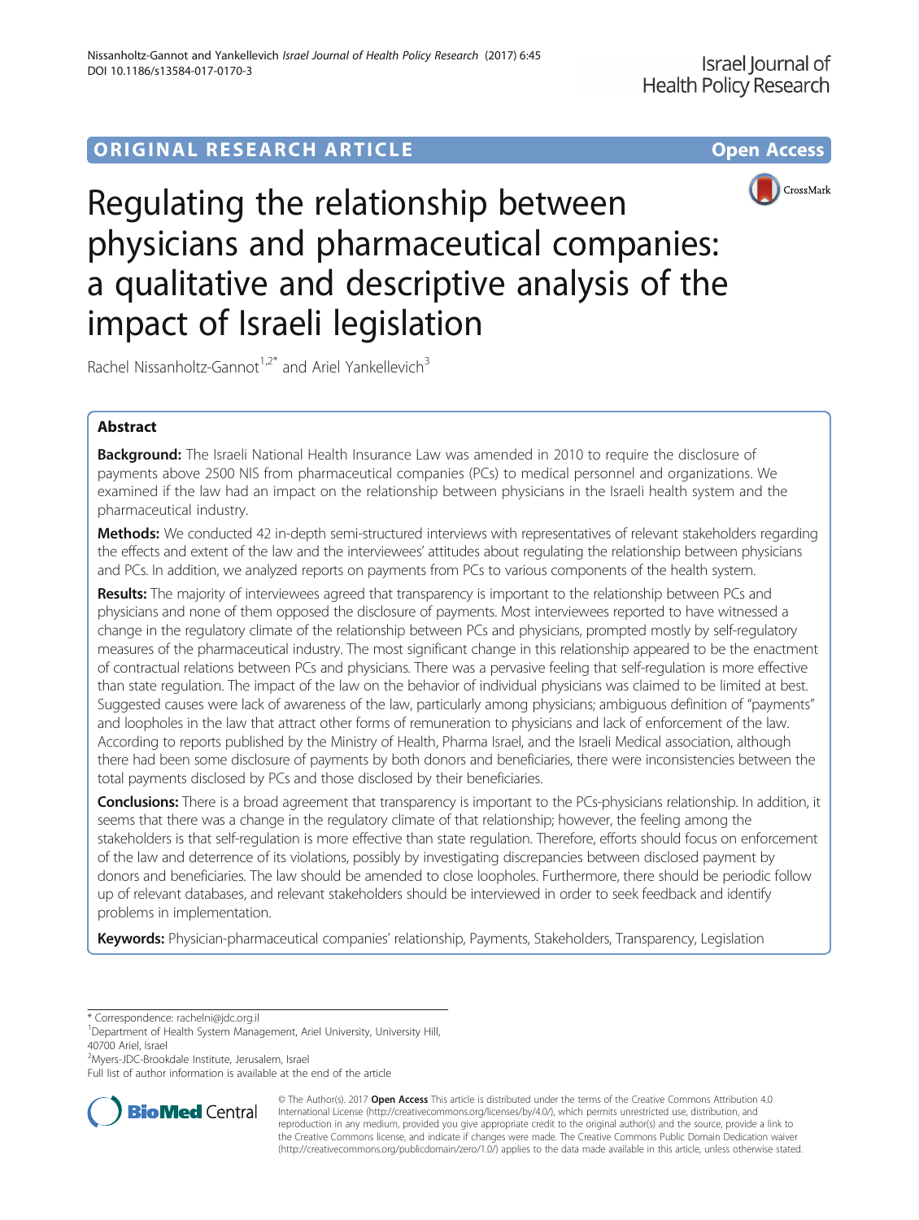ORIGINAL RESEARCH ARTICLE

Open Access

# Regulating the relationship between physicians and pharmaceutical companies: a qualitative and descriptive analysis of the impact of Israeli legislation

Rachel Nissanholtz-Gannot[1,2*] and Ariel Yankellevich[3]

## Abstract

**Background:** The Israeli National Health Insurance Law was amended in 2010 to require the disclosure of payments above 2500 NIS from pharmaceutical companies (PCs) to medical personnel and organizations. We examined if the law had an impact on the relationship between physicians in the Israeli health system and the pharmaceutical industry.

**Methods:** We conducted 42 in-depth semi-structured interviews with representatives of relevant stakeholders regarding the effects and extent of the law and the interviewees' attitudes about regulating the relationship between physicians and PCs. In addition, we analyzed reports on payments from PCs to various components of the health system.

**Results:** The majority of interviewees agreed that transparency is important to the relationship between PCs and physicians and none of them opposed the disclosure of payments. Most interviewees reported to have witnessed a change in the regulatory climate of the relationship between PCs and physicians, prompted mostly by self-regulatory measures of the pharmaceutical industry. The most significant change in this relationship appeared to be the enactment of contractual relations between PCs and physicians. There was a pervasive feeling that self-regulation is more effective than state regulation. The impact of the law on the behavior of individual physicians was claimed to be limited at best. Suggested causes were lack of awareness of the law, particularly among physicians; ambiguous definition of "payments" and loopholes in the law that attract other forms of remuneration to physicians and lack of enforcement of the law. According to reports published by the Ministry of Health, Pharma Israel, and the Israeli Medical association, although there had been some disclosure of payments by both donors and beneficiaries, there were inconsistencies between the total payments disclosed by PCs and those disclosed by their beneficiaries.

**Conclusions:** There is a broad agreement that transparency is important to the PCs-physicians relationship. In addition, it seems that there was a change in the regulatory climate of that relationship; however, the feeling among the stakeholders is that self-regulation is more effective than state regulation. Therefore, efforts should focus on enforcement of the law and deterrence of its violations, possibly by investigating discrepancies between disclosed payment by donors and beneficiaries. The law should be amended to close loopholes. Furthermore, there should be periodic follow up of relevant databases, and relevant stakeholders should be interviewed in order to seek feedback and identify problems in implementation.

**Keywords:** Physician-pharmaceutical companies' relationship, Payments, Stakeholders, Transparency, Legislation

\* Correspondence: rachelni@jdc.org.il

[1]Department of Health System Management, Ariel University, University Hill, 40700 Ariel, Israel

[2]Myers-JDC-Brookdale Institute, Jerusalem, Israel

Full list of author information is available at the end of the article

© The Author(s). 2017 **Open Access** This article is distributed under the terms of the Creative Commons Attribution 4.0 International License (http://creativecommons.org/licenses/by/4.0/), which permits unrestricted use, distribution, and reproduction in any medium, provided you give appropriate credit to the original author(s) and the source, provide a link to the Creative Commons license, and indicate if changes were made. The Creative Commons Public Domain Dedication waiver (http://creativecommons.org/publicdomain/zero/1.0/) applies to the data made available in this article, unless otherwise stated.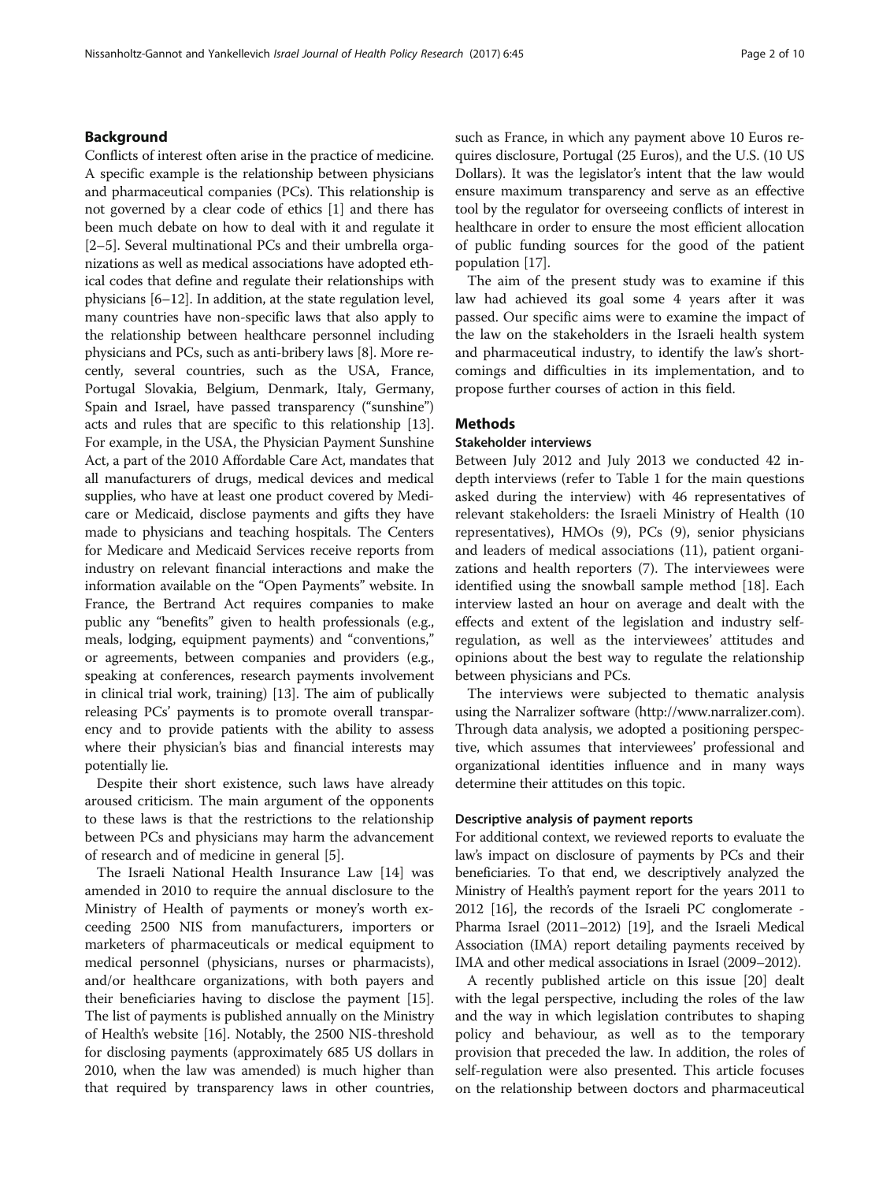## Background

Conflicts of interest often arise in the practice of medicine. A specific example is the relationship between physicians and pharmaceutical companies (PCs). This relationship is not governed by a clear code of ethics [1] and there has been much debate on how to deal with it and regulate it [2–5]. Several multinational PCs and their umbrella organizations as well as medical associations have adopted ethical codes that define and regulate their relationships with physicians [6–12]. In addition, at the state regulation level, many countries have non-specific laws that also apply to the relationship between healthcare personnel including physicians and PCs, such as anti-bribery laws [8]. More recently, several countries, such as the USA, France, Portugal Slovakia, Belgium, Denmark, Italy, Germany, Spain and Israel, have passed transparency ("sunshine") acts and rules that are specific to this relationship [13]. For example, in the USA, the Physician Payment Sunshine Act, a part of the 2010 Affordable Care Act, mandates that all manufacturers of drugs, medical devices and medical supplies, who have at least one product covered by Medicare or Medicaid, disclose payments and gifts they have made to physicians and teaching hospitals. The Centers for Medicare and Medicaid Services receive reports from industry on relevant financial interactions and make the information available on the "Open Payments" website. In France, the Bertrand Act requires companies to make public any "benefits" given to health professionals (e.g., meals, lodging, equipment payments) and "conventions," or agreements, between companies and providers (e.g., speaking at conferences, research payments involvement in clinical trial work, training) [13]. The aim of publically releasing PCs' payments is to promote overall transparency and to provide patients with the ability to assess where their physician's bias and financial interests may potentially lie.

Despite their short existence, such laws have already aroused criticism. The main argument of the opponents to these laws is that the restrictions to the relationship between PCs and physicians may harm the advancement of research and of medicine in general [5].

The Israeli National Health Insurance Law [14] was amended in 2010 to require the annual disclosure to the Ministry of Health of payments or money's worth exceeding 2500 NIS from manufacturers, importers or marketers of pharmaceuticals or medical equipment to medical personnel (physicians, nurses or pharmacists), and/or healthcare organizations, with both payers and their beneficiaries having to disclose the payment [15]. The list of payments is published annually on the Ministry of Health's website [16]. Notably, the 2500 NIS-threshold for disclosing payments (approximately 685 US dollars in 2010, when the law was amended) is much higher than that required by transparency laws in other countries, such as France, in which any payment above 10 Euros requires disclosure, Portugal (25 Euros), and the U.S. (10 US Dollars). It was the legislator's intent that the law would ensure maximum transparency and serve as an effective tool by the regulator for overseeing conflicts of interest in healthcare in order to ensure the most efficient allocation of public funding sources for the good of the patient population [17].

The aim of the present study was to examine if this law had achieved its goal some 4 years after it was passed. Our specific aims were to examine the impact of the law on the stakeholders in the Israeli health system and pharmaceutical industry, to identify the law's shortcomings and difficulties in its implementation, and to propose further courses of action in this field.

## Methods

### Stakeholder interviews

Between July 2012 and July 2013 we conducted 42 in-depth interviews (refer to Table 1 for the main questions asked during the interview) with 46 representatives of relevant stakeholders: the Israeli Ministry of Health (10 representatives), HMOs (9), PCs (9), senior physicians and leaders of medical associations (11), patient organizations and health reporters (7). The interviewees were identified using the snowball sample method [18]. Each interview lasted an hour on average and dealt with the effects and extent of the legislation and industry self-regulation, as well as the interviewees' attitudes and opinions about the best way to regulate the relationship between physicians and PCs.

The interviews were subjected to thematic analysis using the Narralizer software (http://www.narralizer.com). Through data analysis, we adopted a positioning perspective, which assumes that interviewees' professional and organizational identities influence and in many ways determine their attitudes on this topic.

### Descriptive analysis of payment reports

For additional context, we reviewed reports to evaluate the law's impact on disclosure of payments by PCs and their beneficiaries. To that end, we descriptively analyzed the Ministry of Health's payment report for the years 2011 to 2012 [16], the records of the Israeli PC conglomerate - Pharma Israel (2011–2012) [19], and the Israeli Medical Association (IMA) report detailing payments received by IMA and other medical associations in Israel (2009–2012).

A recently published article on this issue [20] dealt with the legal perspective, including the roles of the law and the way in which legislation contributes to shaping policy and behaviour, as well as to the temporary provision that preceded the law. In addition, the roles of self-regulation were also presented. This article focuses on the relationship between doctors and pharmaceutical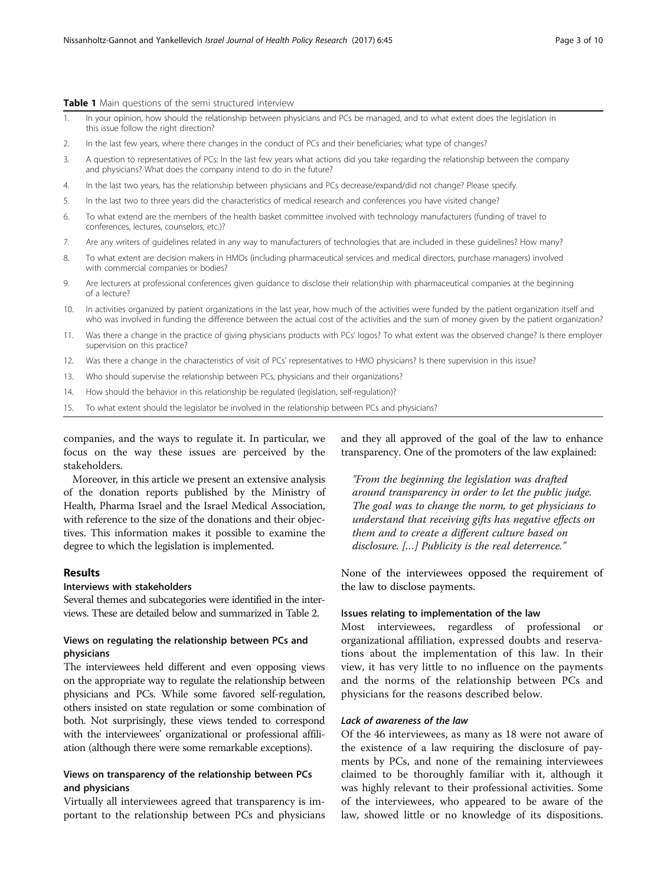**Table 1** Main questions of the semi structured interview

| | |
|---|---|
| 1. | In your opinion, how should the relationship between physicians and PCs be managed, and to what extent does the legislation in this issue follow the right direction? |
| 2. | In the last few years, where there changes in the conduct of PCs and their beneficiaries; what type of changes? |
| 3. | A question to representatives of PCs: In the last few years what actions did you take regarding the relationship between the company and physicians? What does the company intend to do in the future? |
| 4. | In the last two years, has the relationship between physicians and PCs decrease/expand/did not change? Please specify. |
| 5. | In the last two to three years did the characteristics of medical research and conferences you have visited change? |
| 6. | To what extend are the members of the health basket committee involved with technology manufacturers (funding of travel to conferences, lectures, counselors, etc.)? |
| 7. | Are any writers of guidelines related in any way to manufacturers of technologies that are included in these guidelines? How many? |
| 8. | To what extent are decision makers in HMOs (including pharmaceutical services and medical directors, purchase managers) involved with commercial companies or bodies? |
| 9. | Are lecturers at professional conferences given guidance to disclose their relationship with pharmaceutical companies at the beginning of a lecture? |
| 10. | In activities organized by patient organizations in the last year, how much of the activities were funded by the patient organization itself and who was involved in funding the difference between the actual cost of the activities and the sum of money given by the patient organization? |
| 11. | Was there a change in the practice of giving physicians products with PCs' logos? To what extent was the observed change? Is there employer supervision on this practice? |
| 12. | Was there a change in the characteristics of visit of PCs' representatives to HMO physicians? Is there supervision in this issue? |
| 13. | Who should supervise the relationship between PCs, physicians and their organizations? |
| 14. | How should the behavior in this relationship be regulated (legislation, self-regulation)? |
| 15. | To what extent should the legislator be involved in the relationship between PCs and physicians? |

companies, and the ways to regulate it. In particular, we focus on the way these issues are perceived by the stakeholders.

Moreover, in this article we present an extensive analysis of the donation reports published by the Ministry of Health, Pharma Israel and the Israel Medical Association, with reference to the size of the donations and their objectives. This information makes it possible to examine the degree to which the legislation is implemented.

## Results

### Interviews with stakeholders

Several themes and subcategories were identified in the interviews. These are detailed below and summarized in Table 2.

### Views on regulating the relationship between PCs and physicians

The interviewees held different and even opposing views on the appropriate way to regulate the relationship between physicians and PCs. While some favored self-regulation, others insisted on state regulation or some combination of both. Not surprisingly, these views tended to correspond with the interviewees' organizational or professional affiliation (although there were some remarkable exceptions).

### Views on transparency of the relationship between PCs and physicians

Virtually all interviewees agreed that transparency is important to the relationship between PCs and physicians and they all approved of the goal of the law to enhance transparency. One of the promoters of the law explained:

> *"From the beginning the legislation was drafted around transparency in order to let the public judge. The goal was to change the norm, to get physicians to understand that receiving gifts has negative effects on them and to create a different culture based on disclosure. [...] Publicity is the real deterrence."*

None of the interviewees opposed the requirement of the law to disclose payments.

### Issues relating to implementation of the law

Most interviewees, regardless of professional or organizational affiliation, expressed doubts and reservations about the implementation of this law. In their view, it has very little to no influence on the payments and the norms of the relationship between PCs and physicians for the reasons described below.

#### *Lack of awareness of the law*

Of the 46 interviewees, as many as 18 were not aware of the existence of a law requiring the disclosure of payments by PCs, and none of the remaining interviewees claimed to be thoroughly familiar with it, although it was highly relevant to their professional activities. Some of the interviewees, who appeared to be aware of the law, showed little or no knowledge of its dispositions.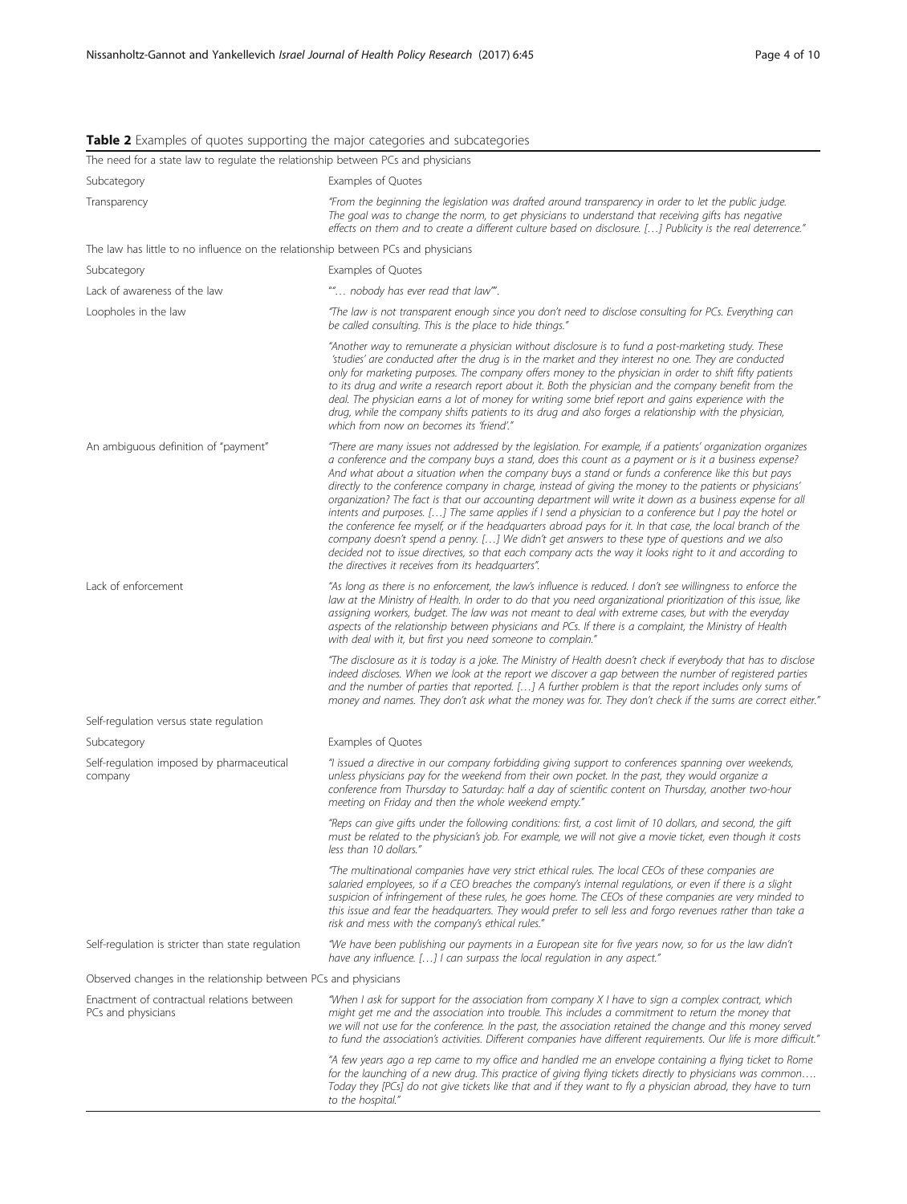**Table 2** Examples of quotes supporting the major categories and subcategories

| | |
|---|---|
| The need for a state law to regulate the relationship between PCs and physicians | |
| Subcategory | Examples of Quotes |
| Transparency | *"From the beginning the legislation was drafted around transparency in order to let the public judge. The goal was to change the norm, to get physicians to understand that receiving gifts has negative effects on them and to create a different culture based on disclosure. […] Publicity is the real deterrence."* |
| The law has little to no influence on the relationship between PCs and physicians | |
| Subcategory | Examples of Quotes |
| Lack of awareness of the law | *""… nobody has ever read that law""*. |
| Loopholes in the law | *"The law is not transparent enough since you don't need to disclose consulting for PCs. Everything can be called consulting. This is the place to hide things."* |
| | *"Another way to remunerate a physician without disclosure is to fund a post-marketing study. These 'studies' are conducted after the drug is in the market and they interest no one. They are conducted only for marketing purposes. The company offers money to the physician in order to shift fifty patients to its drug and write a research report about it. Both the physician and the company benefit from the deal. The physician earns a lot of money for writing some brief report and gains experience with the drug, while the company shifts patients to its drug and also forges a relationship with the physician, which from now on becomes its 'friend'."* |
| An ambiguous definition of "payment" | *"There are many issues not addressed by the legislation. For example, if a patients' organization organizes a conference and the company buys a stand, does this count as a payment or is it a business expense? And what about a situation when the company buys a stand or funds a conference like this but pays directly to the conference company in charge, instead of giving the money to the patients or physicians' organization? The fact is that our accounting department will write it down as a business expense for all intents and purposes. […] The same applies if I send a physician to a conference but I pay the hotel or the conference fee myself, or if the headquarters abroad pays for it. In that case, the local branch of the company doesn't spend a penny. […] We didn't get answers to these type of questions and we also decided not to issue directives, so that each company acts the way it looks right to it and according to the directives it receives from its headquarters".* |
| Lack of enforcement | *"As long as there is no enforcement, the law's influence is reduced. I don't see willingness to enforce the law at the Ministry of Health. In order to do that you need organizational prioritization of this issue, like assigning workers, budget. The law was not meant to deal with extreme cases, but with the everyday aspects of the relationship between physicians and PCs. If there is a complaint, the Ministry of Health with deal with it, but first you need someone to complain."* |
| | *"The disclosure as it is today is a joke. The Ministry of Health doesn't check if everybody that has to disclose indeed discloses. When we look at the report we discover a gap between the number of registered parties and the number of parties that reported. […] A further problem is that the report includes only sums of money and names. They don't ask what the money was for. They don't check if the sums are correct either."* |
| Self-regulation versus state regulation | |
| Subcategory | Examples of Quotes |
| Self-regulation imposed by pharmaceutical company | *"I issued a directive in our company forbidding giving support to conferences spanning over weekends, unless physicians pay for the weekend from their own pocket. In the past, they would organize a conference from Thursday to Saturday: half a day of scientific content on Thursday, another two-hour meeting on Friday and then the whole weekend empty."* |
| | *"Reps can give gifts under the following conditions: first, a cost limit of 10 dollars, and second, the gift must be related to the physician's job. For example, we will not give a movie ticket, even though it costs less than 10 dollars."* |
| | *"The multinational companies have very strict ethical rules. The local CEOs of these companies are salaried employees, so if a CEO breaches the company's internal regulations, or even if there is a slight suspicion of infringement of these rules, he goes home. The CEOs of these companies are very minded to this issue and fear the headquarters. They would prefer to sell less and forgo revenues rather than take a risk and mess with the company's ethical rules."* |
| Self-regulation is stricter than state regulation | *"We have been publishing our payments in a European site for five years now, so for us the law didn't have any influence. […] I can surpass the local regulation in any aspect."* |
| Observed changes in the relationship between PCs and physicians | |
| Enactment of contractual relations between PCs and physicians | *"When I ask for support for the association from company X I have to sign a complex contract, which might get me and the association into trouble. This includes a commitment to return the money that we will not use for the conference. In the past, the association retained the change and this money served to fund the association's activities. Different companies have different requirements. Our life is more difficult."* |
| | *"A few years ago a rep came to my office and handled me an envelope containing a flying ticket to Rome for the launching of a new drug. This practice of giving flying tickets directly to physicians was common…. Today they [PCs] do not give tickets like that and if they want to fly a physician abroad, they have to turn to the hospital."* |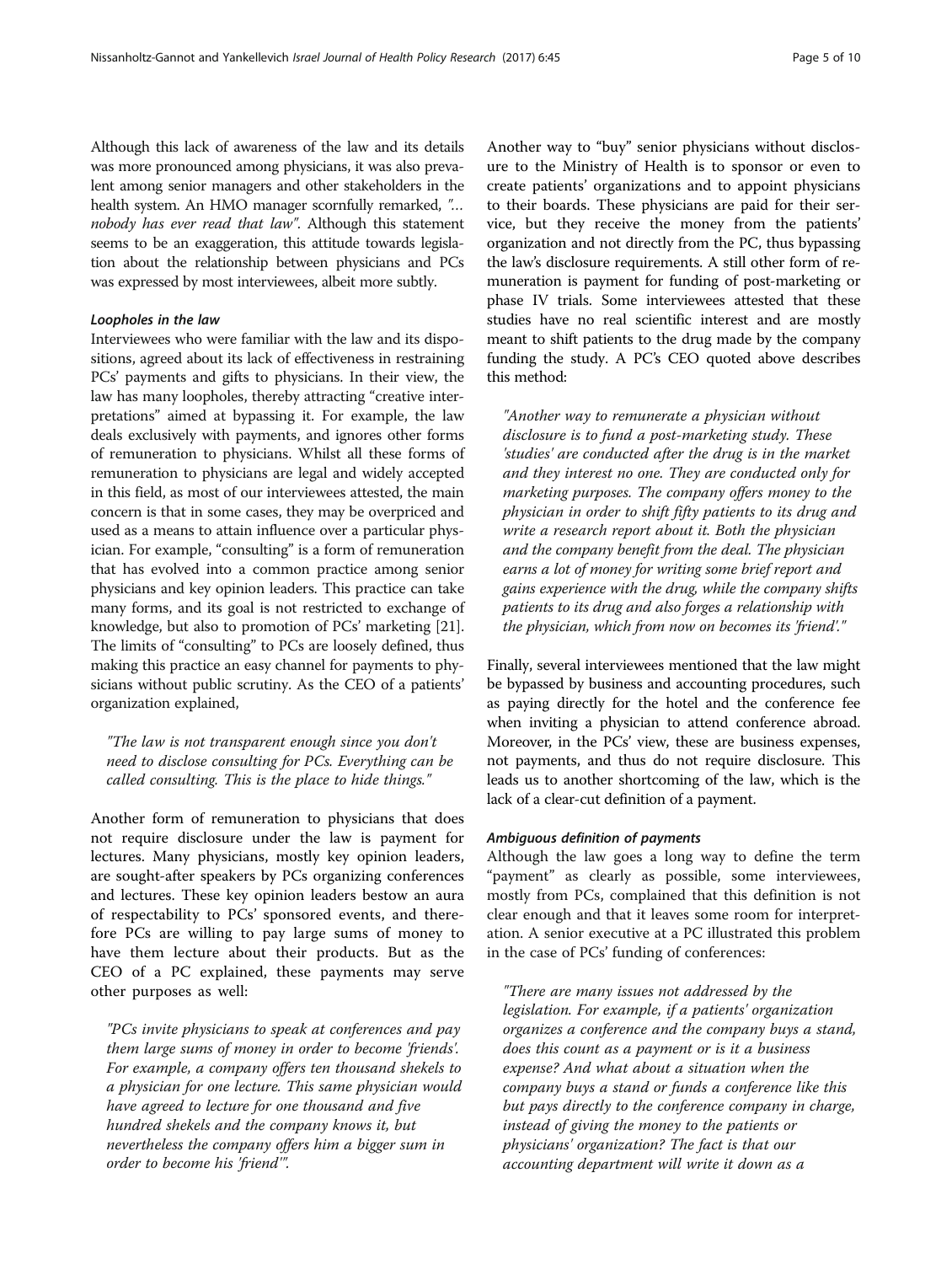Although this lack of awareness of the law and its details was more pronounced among physicians, it was also prevalent among senior managers and other stakeholders in the health system. An HMO manager scornfully remarked, *"… nobody has ever read that law"*. Although this statement seems to be an exaggeration, this attitude towards legislation about the relationship between physicians and PCs was expressed by most interviewees, albeit more subtly.

#### *Loopholes in the law*

Interviewees who were familiar with the law and its dispositions, agreed about its lack of effectiveness in restraining PCs' payments and gifts to physicians. In their view, the law has many loopholes, thereby attracting "creative interpretations" aimed at bypassing it. For example, the law deals exclusively with payments, and ignores other forms of remuneration to physicians. Whilst all these forms of remuneration to physicians are legal and widely accepted in this field, as most of our interviewees attested, the main concern is that in some cases, they may be overpriced and used as a means to attain influence over a particular physician. For example, "consulting" is a form of remuneration that has evolved into a common practice among senior physicians and key opinion leaders. This practice can take many forms, and its goal is not restricted to exchange of knowledge, but also to promotion of PCs' marketing [21]. The limits of "consulting" to PCs are loosely defined, thus making this practice an easy channel for payments to physicians without public scrutiny. As the CEO of a patients' organization explained,

> *"The law is not transparent enough since you don't need to disclose consulting for PCs. Everything can be called consulting. This is the place to hide things."*

Another form of remuneration to physicians that does not require disclosure under the law is payment for lectures. Many physicians, mostly key opinion leaders, are sought-after speakers by PCs organizing conferences and lectures. These key opinion leaders bestow an aura of respectability to PCs' sponsored events, and therefore PCs are willing to pay large sums of money to have them lecture about their products. But as the CEO of a PC explained, these payments may serve other purposes as well:

> *"PCs invite physicians to speak at conferences and pay them large sums of money in order to become 'friends'. For example, a company offers ten thousand shekels to a physician for one lecture. This same physician would have agreed to lecture for one thousand and five hundred shekels and the company knows it, but nevertheless the company offers him a bigger sum in order to become his 'friend'".*

Another way to "buy" senior physicians without disclosure to the Ministry of Health is to sponsor or even to create patients' organizations and to appoint physicians to their boards. These physicians are paid for their service, but they receive the money from the patients' organization and not directly from the PC, thus bypassing the law's disclosure requirements. A still other form of remuneration is payment for funding of post-marketing or phase IV trials. Some interviewees attested that these studies have no real scientific interest and are mostly meant to shift patients to the drug made by the company funding the study. A PC's CEO quoted above describes this method:

> *"Another way to remunerate a physician without disclosure is to fund a post-marketing study. These 'studies' are conducted after the drug is in the market and they interest no one. They are conducted only for marketing purposes. The company offers money to the physician in order to shift fifty patients to its drug and write a research report about it. Both the physician and the company benefit from the deal. The physician earns a lot of money for writing some brief report and gains experience with the drug, while the company shifts patients to its drug and also forges a relationship with the physician, which from now on becomes its 'friend'."*

Finally, several interviewees mentioned that the law might be bypassed by business and accounting procedures, such as paying directly for the hotel and the conference fee when inviting a physician to attend conference abroad. Moreover, in the PCs' view, these are business expenses, not payments, and thus do not require disclosure. This leads us to another shortcoming of the law, which is the lack of a clear-cut definition of a payment.

#### *Ambiguous definition of payments*

Although the law goes a long way to define the term "payment" as clearly as possible, some interviewees, mostly from PCs, complained that this definition is not clear enough and that it leaves some room for interpretation. A senior executive at a PC illustrated this problem in the case of PCs' funding of conferences:

> *"There are many issues not addressed by the legislation. For example, if a patients' organization organizes a conference and the company buys a stand, does this count as a payment or is it a business expense? And what about a situation when the company buys a stand or funds a conference like this but pays directly to the conference company in charge, instead of giving the money to the patients or physicians' organization? The fact is that our accounting department will write it down as a*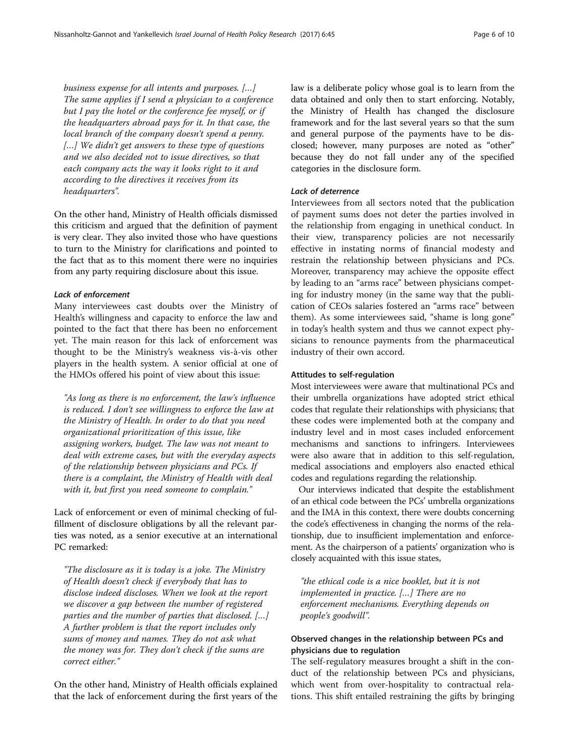*business expense for all intents and purposes. […] The same applies if I send a physician to a conference but I pay the hotel or the conference fee myself, or if the headquarters abroad pays for it. In that case, the local branch of the company doesn't spend a penny. […] We didn't get answers to these type of questions and we also decided not to issue directives, so that each company acts the way it looks right to it and according to the directives it receives from its headquarters".*

On the other hand, Ministry of Health officials dismissed this criticism and argued that the definition of payment is very clear. They also invited those who have questions to turn to the Ministry for clarifications and pointed to the fact that as to this moment there were no inquiries from any party requiring disclosure about this issue.

#### *Lack of enforcement*

Many interviewees cast doubts over the Ministry of Health's willingness and capacity to enforce the law and pointed to the fact that there has been no enforcement yet. The main reason for this lack of enforcement was thought to be the Ministry's weakness vis-à-vis other players in the health system. A senior official at one of the HMOs offered his point of view about this issue:

> *"As long as there is no enforcement, the law's influence is reduced. I don't see willingness to enforce the law at the Ministry of Health. In order to do that you need organizational prioritization of this issue, like assigning workers, budget. The law was not meant to deal with extreme cases, but with the everyday aspects of the relationship between physicians and PCs. If there is a complaint, the Ministry of Health with deal with it, but first you need someone to complain."*

Lack of enforcement or even of minimal checking of fulfillment of disclosure obligations by all the relevant parties was noted, as a senior executive at an international PC remarked:

> *"The disclosure as it is today is a joke. The Ministry of Health doesn't check if everybody that has to disclose indeed discloses. When we look at the report we discover a gap between the number of registered parties and the number of parties that disclosed. […] A further problem is that the report includes only sums of money and names. They do not ask what the money was for. They don't check if the sums are correct either."*

On the other hand, Ministry of Health officials explained that the lack of enforcement during the first years of the law is a deliberate policy whose goal is to learn from the data obtained and only then to start enforcing. Notably, the Ministry of Health has changed the disclosure framework and for the last several years so that the sum and general purpose of the payments have to be disclosed; however, many purposes are noted as "other" because they do not fall under any of the specified categories in the disclosure form.

#### *Lack of deterrence*

Interviewees from all sectors noted that the publication of payment sums does not deter the parties involved in the relationship from engaging in unethical conduct. In their view, transparency policies are not necessarily effective in instating norms of financial modesty and restrain the relationship between physicians and PCs. Moreover, transparency may achieve the opposite effect by leading to an "arms race" between physicians competing for industry money (in the same way that the publication of CEOs salaries fostered an "arms race" between them). As some interviewees said, "shame is long gone" in today's health system and thus we cannot expect physicians to renounce payments from the pharmaceutical industry of their own accord.

### Attitudes to self-regulation

Most interviewees were aware that multinational PCs and their umbrella organizations have adopted strict ethical codes that regulate their relationships with physicians; that these codes were implemented both at the company and industry level and in most cases included enforcement mechanisms and sanctions to infringers. Interviewees were also aware that in addition to this self-regulation, medical associations and employers also enacted ethical codes and regulations regarding the relationship.

Our interviews indicated that despite the establishment of an ethical code between the PCs' umbrella organizations and the IMA in this context, there were doubts concerning the code's effectiveness in changing the norms of the relationship, due to insufficient implementation and enforcement. As the chairperson of a patients' organization who is closely acquainted with this issue states,

> *"the ethical code is a nice booklet, but it is not implemented in practice. […] There are no enforcement mechanisms. Everything depends on people's goodwill".*

### Observed changes in the relationship between PCs and physicians due to regulation

The self-regulatory measures brought a shift in the conduct of the relationship between PCs and physicians, which went from over-hospitality to contractual relations. This shift entailed restraining the gifts by bringing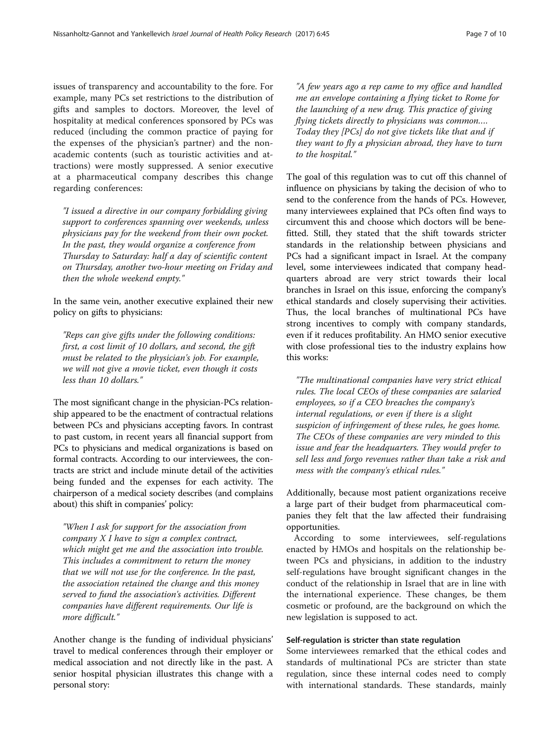issues of transparency and accountability to the fore. For example, many PCs set restrictions to the distribution of gifts and samples to doctors. Moreover, the level of hospitality at medical conferences sponsored by PCs was reduced (including the common practice of paying for the expenses of the physician's partner) and the non-academic contents (such as touristic activities and attractions) were mostly suppressed. A senior executive at a pharmaceutical company describes this change regarding conferences:

> *"I issued a directive in our company forbidding giving support to conferences spanning over weekends, unless physicians pay for the weekend from their own pocket. In the past, they would organize a conference from Thursday to Saturday: half a day of scientific content on Thursday, another two-hour meeting on Friday and then the whole weekend empty."*

In the same vein, another executive explained their new policy on gifts to physicians:

> *"Reps can give gifts under the following conditions: first, a cost limit of 10 dollars, and second, the gift must be related to the physician's job. For example, we will not give a movie ticket, even though it costs less than 10 dollars."*

The most significant change in the physician-PCs relationship appeared to be the enactment of contractual relations between PCs and physicians accepting favors. In contrast to past custom, in recent years all financial support from PCs to physicians and medical organizations is based on formal contracts. According to our interviewees, the contracts are strict and include minute detail of the activities being funded and the expenses for each activity. The chairperson of a medical society describes (and complains about) this shift in companies' policy:

> *"When I ask for support for the association from company X I have to sign a complex contract, which might get me and the association into trouble. This includes a commitment to return the money that we will not use for the conference. In the past, the association retained the change and this money served to fund the association's activities. Different companies have different requirements. Our life is more difficult."*

Another change is the funding of individual physicians' travel to medical conferences through their employer or medical association and not directly like in the past. A senior hospital physician illustrates this change with a personal story:

> *"A few years ago a rep came to my office and handled me an envelope containing a flying ticket to Rome for the launching of a new drug. This practice of giving flying tickets directly to physicians was common.… Today they [PCs] do not give tickets like that and if they want to fly a physician abroad, they have to turn to the hospital."*

The goal of this regulation was to cut off this channel of influence on physicians by taking the decision of who to send to the conference from the hands of PCs. However, many interviewees explained that PCs often find ways to circumvent this and choose which doctors will be benefitted. Still, they stated that the shift towards stricter standards in the relationship between physicians and PCs had a significant impact in Israel. At the company level, some interviewees indicated that company headquarters abroad are very strict towards their local branches in Israel on this issue, enforcing the company's ethical standards and closely supervising their activities. Thus, the local branches of multinational PCs have strong incentives to comply with company standards, even if it reduces profitability. An HMO senior executive with close professional ties to the industry explains how this works:

> *"The multinational companies have very strict ethical rules. The local CEOs of these companies are salaried employees, so if a CEO breaches the company's internal regulations, or even if there is a slight suspicion of infringement of these rules, he goes home. The CEOs of these companies are very minded to this issue and fear the headquarters. They would prefer to sell less and forgo revenues rather than take a risk and mess with the company's ethical rules."*

Additionally, because most patient organizations receive a large part of their budget from pharmaceutical companies they felt that the law affected their fundraising opportunities.

According to some interviewees, self-regulations enacted by HMOs and hospitals on the relationship between PCs and physicians, in addition to the industry self-regulations have brought significant changes in the conduct of the relationship in Israel that are in line with the international experience. These changes, be them cosmetic or profound, are the background on which the new legislation is supposed to act.

#### Self-regulation is stricter than state regulation

Some interviewees remarked that the ethical codes and standards of multinational PCs are stricter than state regulation, since these internal codes need to comply with international standards. These standards, mainly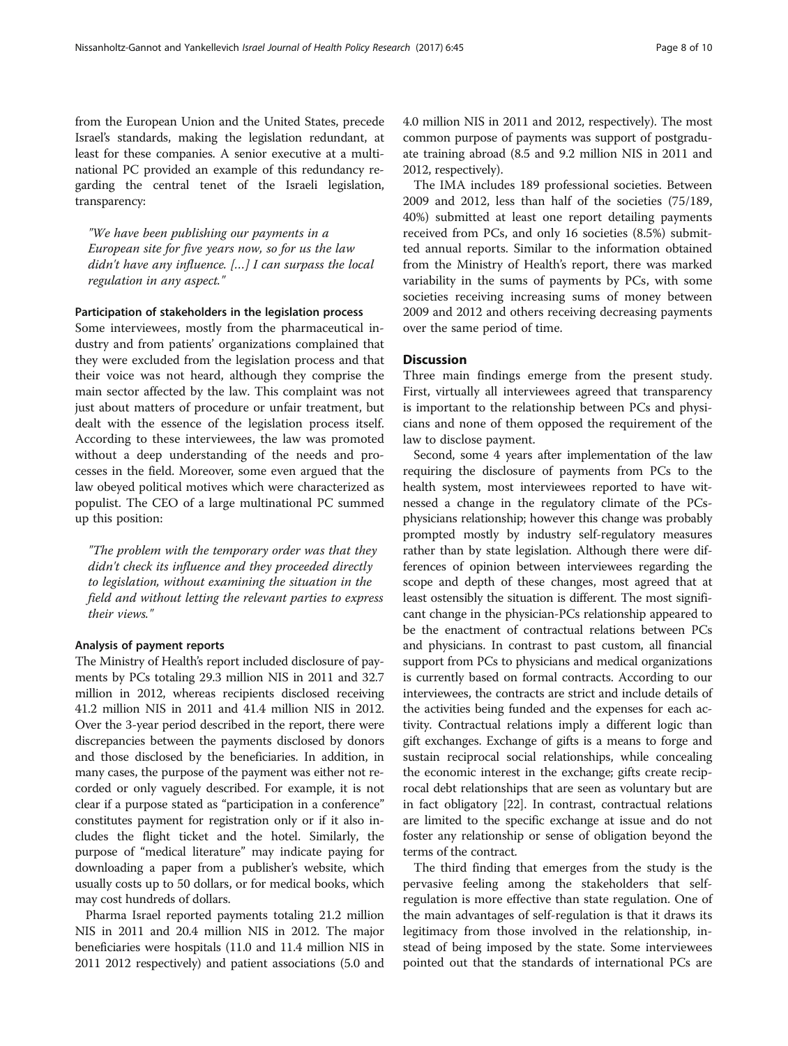from the European Union and the United States, precede Israel's standards, making the legislation redundant, at least for these companies. A senior executive at a multinational PC provided an example of this redundancy regarding the central tenet of the Israeli legislation, transparency:

> "We have been publishing our payments in a European site for five years now, so for us the law didn't have any influence. […] I can surpass the local regulation in any aspect."

#### Participation of stakeholders in the legislation process

Some interviewees, mostly from the pharmaceutical industry and from patients' organizations complained that they were excluded from the legislation process and that their voice was not heard, although they comprise the main sector affected by the law. This complaint was not just about matters of procedure or unfair treatment, but dealt with the essence of the legislation process itself. According to these interviewees, the law was promoted without a deep understanding of the needs and processes in the field. Moreover, some even argued that the law obeyed political motives which were characterized as populist. The CEO of a large multinational PC summed up this position:

> "The problem with the temporary order was that they didn't check its influence and they proceeded directly to legislation, without examining the situation in the field and without letting the relevant parties to express their views."

#### Analysis of payment reports

The Ministry of Health's report included disclosure of payments by PCs totaling 29.3 million NIS in 2011 and 32.7 million in 2012, whereas recipients disclosed receiving 41.2 million NIS in 2011 and 41.4 million NIS in 2012. Over the 3-year period described in the report, there were discrepancies between the payments disclosed by donors and those disclosed by the beneficiaries. In addition, in many cases, the purpose of the payment was either not recorded or only vaguely described. For example, it is not clear if a purpose stated as "participation in a conference" constitutes payment for registration only or if it also includes the flight ticket and the hotel. Similarly, the purpose of "medical literature" may indicate paying for downloading a paper from a publisher's website, which usually costs up to 50 dollars, or for medical books, which may cost hundreds of dollars.

Pharma Israel reported payments totaling 21.2 million NIS in 2011 and 20.4 million NIS in 2012. The major beneficiaries were hospitals (11.0 and 11.4 million NIS in 2011 2012 respectively) and patient associations (5.0 and 4.0 million NIS in 2011 and 2012, respectively). The most common purpose of payments was support of postgraduate training abroad (8.5 and 9.2 million NIS in 2011 and 2012, respectively).

The IMA includes 189 professional societies. Between 2009 and 2012, less than half of the societies (75/189, 40%) submitted at least one report detailing payments received from PCs, and only 16 societies (8.5%) submitted annual reports. Similar to the information obtained from the Ministry of Health's report, there was marked variability in the sums of payments by PCs, with some societies receiving increasing sums of money between 2009 and 2012 and others receiving decreasing payments over the same period of time.

## Discussion

Three main findings emerge from the present study. First, virtually all interviewees agreed that transparency is important to the relationship between PCs and physicians and none of them opposed the requirement of the law to disclose payment.

Second, some 4 years after implementation of the law requiring the disclosure of payments from PCs to the health system, most interviewees reported to have witnessed a change in the regulatory climate of the PCs-physicians relationship; however this change was probably prompted mostly by industry self-regulatory measures rather than by state legislation. Although there were differences of opinion between interviewees regarding the scope and depth of these changes, most agreed that at least ostensibly the situation is different. The most significant change in the physician-PCs relationship appeared to be the enactment of contractual relations between PCs and physicians. In contrast to past custom, all financial support from PCs to physicians and medical organizations is currently based on formal contracts. According to our interviewees, the contracts are strict and include details of the activities being funded and the expenses for each activity. Contractual relations imply a different logic than gift exchanges. Exchange of gifts is a means to forge and sustain reciprocal social relationships, while concealing the economic interest in the exchange; gifts create reciprocal debt relationships that are seen as voluntary but are in fact obligatory [22]. In contrast, contractual relations are limited to the specific exchange at issue and do not foster any relationship or sense of obligation beyond the terms of the contract.

The third finding that emerges from the study is the pervasive feeling among the stakeholders that self-regulation is more effective than state regulation. One of the main advantages of self-regulation is that it draws its legitimacy from those involved in the relationship, instead of being imposed by the state. Some interviewees pointed out that the standards of international PCs are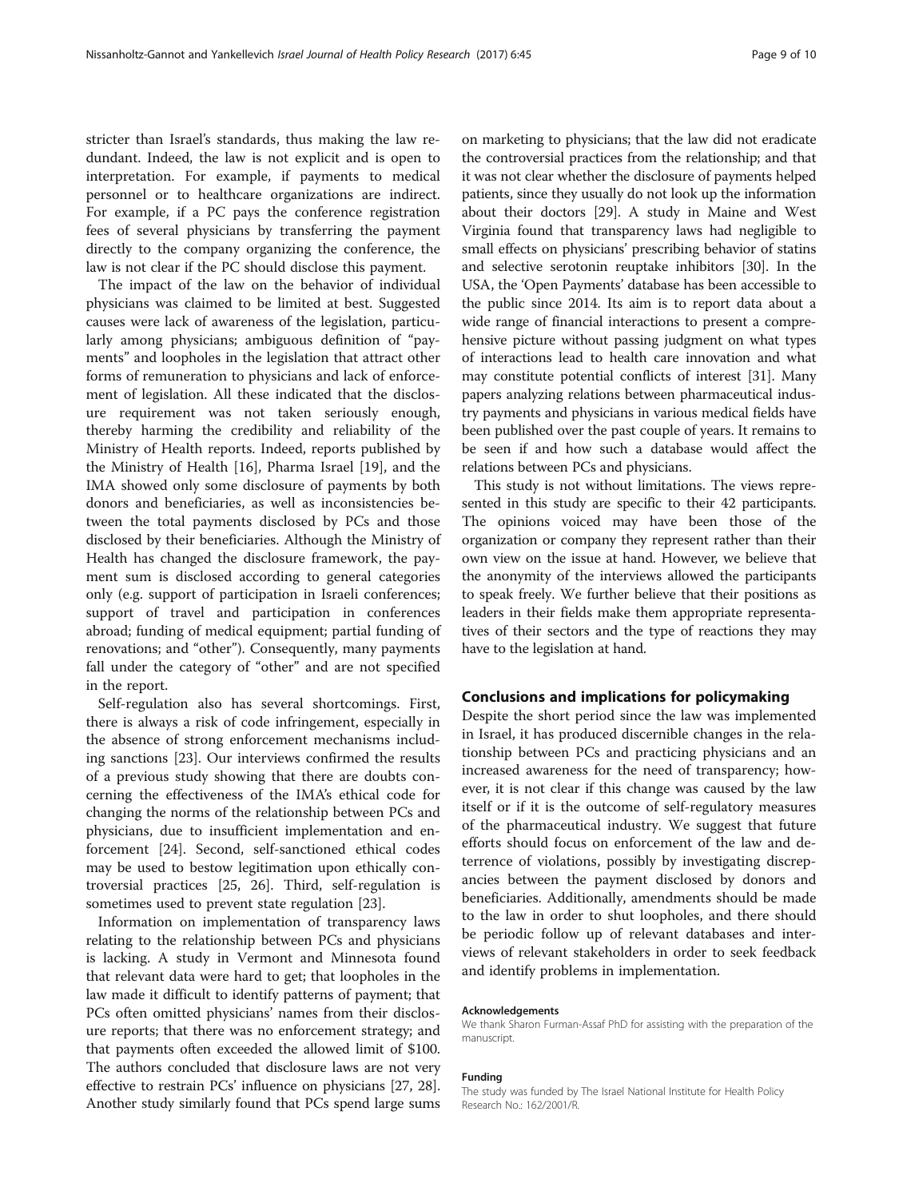stricter than Israel's standards, thus making the law redundant. Indeed, the law is not explicit and is open to interpretation. For example, if payments to medical personnel or to healthcare organizations are indirect. For example, if a PC pays the conference registration fees of several physicians by transferring the payment directly to the company organizing the conference, the law is not clear if the PC should disclose this payment.

The impact of the law on the behavior of individual physicians was claimed to be limited at best. Suggested causes were lack of awareness of the legislation, particularly among physicians; ambiguous definition of "payments" and loopholes in the legislation that attract other forms of remuneration to physicians and lack of enforcement of legislation. All these indicated that the disclosure requirement was not taken seriously enough, thereby harming the credibility and reliability of the Ministry of Health reports. Indeed, reports published by the Ministry of Health [16], Pharma Israel [19], and the IMA showed only some disclosure of payments by both donors and beneficiaries, as well as inconsistencies between the total payments disclosed by PCs and those disclosed by their beneficiaries. Although the Ministry of Health has changed the disclosure framework, the payment sum is disclosed according to general categories only (e.g. support of participation in Israeli conferences; support of travel and participation in conferences abroad; funding of medical equipment; partial funding of renovations; and "other"). Consequently, many payments fall under the category of "other" and are not specified in the report.

Self-regulation also has several shortcomings. First, there is always a risk of code infringement, especially in the absence of strong enforcement mechanisms including sanctions [23]. Our interviews confirmed the results of a previous study showing that there are doubts concerning the effectiveness of the IMA's ethical code for changing the norms of the relationship between PCs and physicians, due to insufficient implementation and enforcement [24]. Second, self-sanctioned ethical codes may be used to bestow legitimation upon ethically controversial practices [25, 26]. Third, self-regulation is sometimes used to prevent state regulation [23].

Information on implementation of transparency laws relating to the relationship between PCs and physicians is lacking. A study in Vermont and Minnesota found that relevant data were hard to get; that loopholes in the law made it difficult to identify patterns of payment; that PCs often omitted physicians' names from their disclosure reports; that there was no enforcement strategy; and that payments often exceeded the allowed limit of $100. The authors concluded that disclosure laws are not very effective to restrain PCs' influence on physicians [27, 28]. Another study similarly found that PCs spend large sums on marketing to physicians; that the law did not eradicate the controversial practices from the relationship; and that it was not clear whether the disclosure of payments helped patients, since they usually do not look up the information about their doctors [29]. A study in Maine and West Virginia found that transparency laws had negligible to small effects on physicians' prescribing behavior of statins and selective serotonin reuptake inhibitors [30]. In the USA, the 'Open Payments' database has been accessible to the public since 2014. Its aim is to report data about a wide range of financial interactions to present a comprehensive picture without passing judgment on what types of interactions lead to health care innovation and what may constitute potential conflicts of interest [31]. Many papers analyzing relations between pharmaceutical industry payments and physicians in various medical fields have been published over the past couple of years. It remains to be seen if and how such a database would affect the relations between PCs and physicians.

This study is not without limitations. The views represented in this study are specific to their 42 participants. The opinions voiced may have been those of the organization or company they represent rather than their own view on the issue at hand. However, we believe that the anonymity of the interviews allowed the participants to speak freely. We further believe that their positions as leaders in their fields make them appropriate representatives of their sectors and the type of reactions they may have to the legislation at hand.

## Conclusions and implications for policymaking

Despite the short period since the law was implemented in Israel, it has produced discernible changes in the relationship between PCs and practicing physicians and an increased awareness for the need of transparency; however, it is not clear if this change was caused by the law itself or if it is the outcome of self-regulatory measures of the pharmaceutical industry. We suggest that future efforts should focus on enforcement of the law and deterrence of violations, possibly by investigating discrepancies between the payment disclosed by donors and beneficiaries. Additionally, amendments should be made to the law in order to shut loopholes, and there should be periodic follow up of relevant databases and interviews of relevant stakeholders in order to seek feedback and identify problems in implementation.

#### Acknowledgements

We thank Sharon Furman-Assaf PhD for assisting with the preparation of the manuscript.

#### Funding

The study was funded by The Israel National Institute for Health Policy Research No.: 162/2001/R.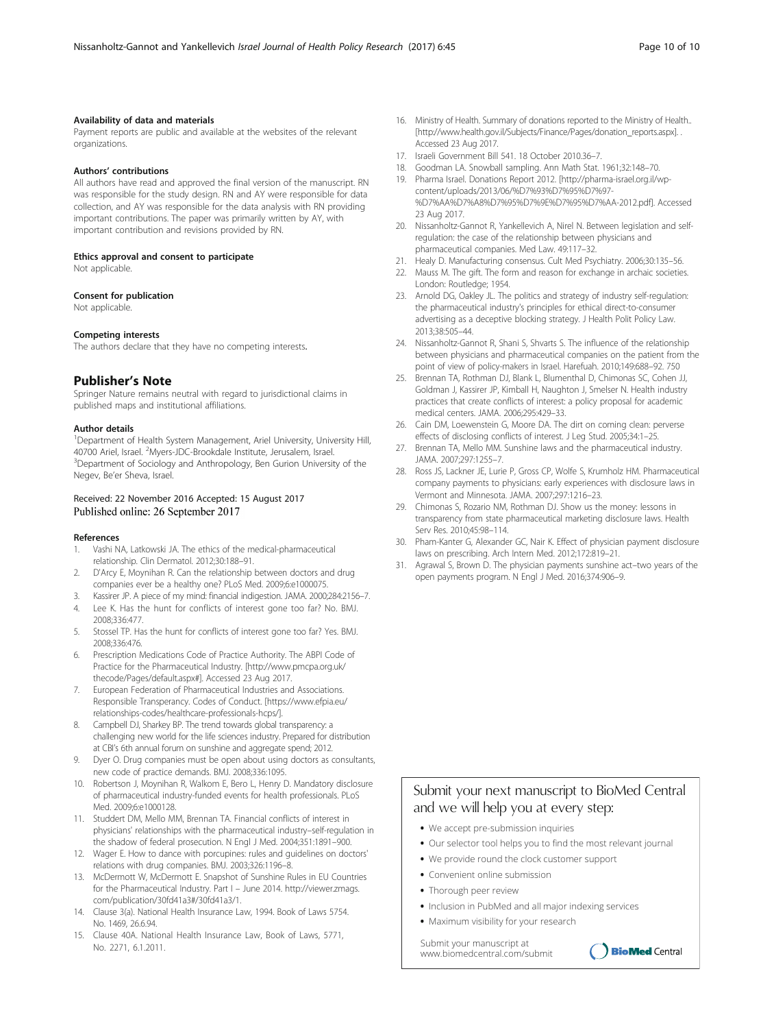#### Availability of data and materials

Payment reports are public and available at the websites of the relevant organizations.

#### Authors' contributions

All authors have read and approved the final version of the manuscript. RN was responsible for the study design. RN and AY were responsible for data collection, and AY was responsible for the data analysis with RN providing important contributions. The paper was primarily written by AY, with important contribution and revisions provided by RN.

#### Ethics approval and consent to participate

Not applicable.

#### Consent for publication

Not applicable.

#### Competing interests

The authors declare that they have no competing interests.

## Publisher's Note

Springer Nature remains neutral with regard to jurisdictional claims in published maps and institutional affiliations.

#### Author details

[1]Department of Health System Management, Ariel University, University Hill, 40700 Ariel, Israel. [2]Myers-JDC-Brookdale Institute, Jerusalem, Israel. [3]Department of Sociology and Anthropology, Ben Gurion University of the Negev, Be'er Sheva, Israel.

Received: 22 November 2016 Accepted: 15 August 2017
Published online: 26 September 2017

#### References

1. Vashi NA, Latkowski JA. The ethics of the medical-pharmaceutical relationship. Clin Dermatol. 2012;30:188–91.
2. D'Arcy E, Moynihan R. Can the relationship between doctors and drug companies ever be a healthy one? PLoS Med. 2009;6:e1000075.
3. Kassirer JP. A piece of my mind: financial indigestion. JAMA. 2000;284:2156–7.
4. Lee K. Has the hunt for conflicts of interest gone too far? No. BMJ. 2008;336:477.
5. Stossel TP. Has the hunt for conflicts of interest gone too far? Yes. BMJ. 2008;336:476.
6. Prescription Medications Code of Practice Authority. The ABPI Code of Practice for the Pharmaceutical Industry. [http://www.pmcpa.org.uk/thecode/Pages/default.aspx#]. Accessed 23 Aug 2017.
7. European Federation of Pharmaceutical Industries and Associations. Responsible Transperancy. Codes of Conduct. [https://www.efpia.eu/relationships-codes/healthcare-professionals-hcps/].
8. Campbell DJ, Sharkey BP. The trend towards global transparency: a challenging new world for the life sciences industry. Prepared for distribution at CBI's 6th annual forum on sunshine and aggregate spend; 2012.
9. Dyer O. Drug companies must be open about using doctors as consultants, new code of practice demands. BMJ. 2008;336:1095.
10. Robertson J, Moynihan R, Walkom E, Bero L, Henry D. Mandatory disclosure of pharmaceutical industry-funded events for health professionals. PLoS Med. 2009;6:e1000128.
11. Studdert DM, Mello MM, Brennan TA. Financial conflicts of interest in physicians' relationships with the pharmaceutical industry–self-regulation in the shadow of federal prosecution. N Engl J Med. 2004;351:1891–900.
12. Wager E. How to dance with porcupines: rules and guidelines on doctors' relations with drug companies. BMJ. 2003;326:1196–8.
13. McDermott W, McDermott E. Snapshot of Sunshine Rules in EU Countries for the Pharmaceutical Industry. Part I – June 2014. http://viewer.zmags.com/publication/30fd41a3#/30fd41a3/1.
14. Clause 3(a). National Health Insurance Law, 1994. Book of Laws 5754. No. 1469, 26.6.94.
15. Clause 40A. National Health Insurance Law, Book of Laws, 5771, No. 2271, 6.1.2011.
16. Ministry of Health. Summary of donations reported to the Ministry of Health.. [http://www.health.gov.il/Subjects/Finance/Pages/donation_reports.aspx]. . Accessed 23 Aug 2017.
17. Israeli Government Bill 541. 18 October 2010.36–7.
18. Goodman LA. Snowball sampling. Ann Math Stat. 1961;32:148–70.
19. Pharma Israel. Donations Report 2012. [http://pharma-israel.org.il/wp-content/uploads/2013/06/%D7%93%D7%95%D7%97-%D7%AA%D7%A8%D7%95%D7%9E%D7%95%D7%AA-2012.pdf]. Accessed 23 Aug 2017.
20. Nissanholtz-Gannot R, Yankellevich A, Nirel N. Between legislation and self-regulation: the case of the relationship between physicians and pharmaceutical companies. Med Law. 49:117–32.
21. Healy D. Manufacturing consensus. Cult Med Psychiatry. 2006;30:135–56.
22. Mauss M. The gift. The form and reason for exchange in archaic societies. London: Routledge; 1954.
23. Arnold DG, Oakley JL. The politics and strategy of industry self-regulation: the pharmaceutical industry's principles for ethical direct-to-consumer advertising as a deceptive blocking strategy. J Health Polit Policy Law. 2013;38:505–44.
24. Nissanholtz-Gannot R, Shani S, Shvarts S. The influence of the relationship between physicians and pharmaceutical companies on the patient from the point of view of policy-makers in Israel. Harefuah. 2010;149:688–92. 750
25. Brennan TA, Rothman DJ, Blank L, Blumenthal D, Chimonas SC, Cohen JJ, Goldman J, Kassirer JP, Kimball H, Naughton J, Smelser N. Health industry practices that create conflicts of interest: a policy proposal for academic medical centers. JAMA. 2006;295:429–33.
26. Cain DM, Loewenstein G, Moore DA. The dirt on coming clean: perverse effects of disclosing conflicts of interest. J Leg Stud. 2005;34:1–25.
27. Brennan TA, Mello MM. Sunshine laws and the pharmaceutical industry. JAMA. 2007;297:1255–7.
28. Ross JS, Lackner JE, Lurie P, Gross CP, Wolfe S, Krumholz HM. Pharmaceutical company payments to physicians: early experiences with disclosure laws in Vermont and Minnesota. JAMA. 2007;297:1216–23.
29. Chimonas S, Rozario NM, Rothman DJ. Show us the money: lessons in transparency from state pharmaceutical marketing disclosure laws. Health Serv Res. 2010;45:98–114.
30. Pham-Kanter G, Alexander GC, Nair K. Effect of physician payment disclosure laws on prescribing. Arch Intern Med. 2012;172:819–21.
31. Agrawal S, Brown D. The physician payments sunshine act–two years of the open payments program. N Engl J Med. 2016;374:906–9.

Submit your next manuscript to BioMed Central and we will help you at every step:

- We accept pre-submission inquiries
- Our selector tool helps you to find the most relevant journal
- We provide round the clock customer support
- Convenient online submission
- Thorough peer review
- Inclusion in PubMed and all major indexing services
- Maximum visibility for your research

Submit your manuscript at www.biomedcentral.com/submit

BioMed Central